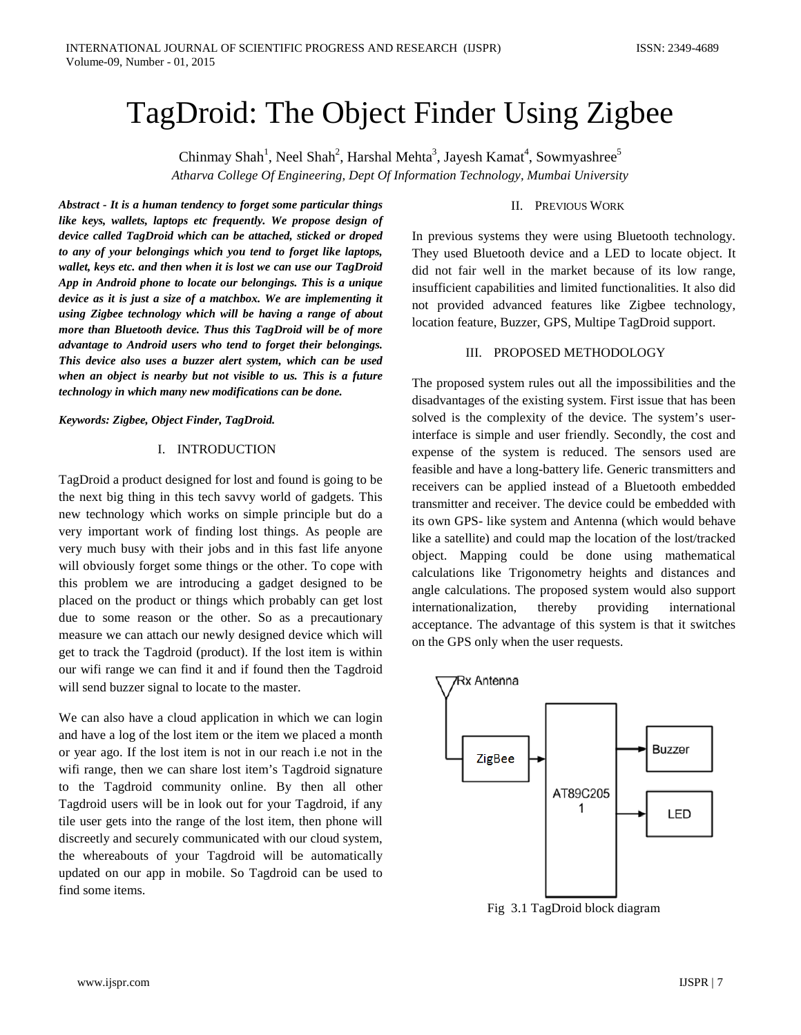# TagDroid: The Object Finder Using Zigbee

Chinmay Shah[1], Neel Shah[2], Harshal Mehta[3], Jayesh Kamat[4], Sowmyashree[5]

*Atharva College Of Engineering, Dept Of Information Technology, Mumbai University*

***Abstract - It is a human tendency to forget some particular things like keys, wallets, laptops etc frequently. We propose design of device called TagDroid which can be attached, sticked or droped to any of your belongings which you tend to forget like laptops, wallet, keys etc. and then when it is lost we can use our TagDroid App in Android phone to locate our belongings. This is a unique device as it is just a size of a matchbox. We are implementing it using Zigbee technology which will be having a range of about more than Bluetooth device. Thus this TagDroid will be of more advantage to Android users who tend to forget their belongings. This device also uses a buzzer alert system, which can be used when an object is nearby but not visible to us. This is a future technology in which many new modifications can be done.***

***Keywords: Zigbee, Object Finder, TagDroid.***

## I. INTRODUCTION

TagDroid a product designed for lost and found is going to be the next big thing in this tech savvy world of gadgets. This new technology which works on simple principle but do a very important work of finding lost things. As people are very much busy with their jobs and in this fast life anyone will obviously forget some things or the other. To cope with this problem we are introducing a gadget designed to be placed on the product or things which probably can get lost due to some reason or the other. So as a precautionary measure we can attach our newly designed device which will get to track the Tagdroid (product). If the lost item is within our wifi range we can find it and if found then the Tagdroid will send buzzer signal to locate to the master.

We can also have a cloud application in which we can login and have a log of the lost item or the item we placed a month or year ago. If the lost item is not in our reach i.e not in the wifi range, then we can share lost item's Tagdroid signature to the Tagdroid community online. By then all other Tagdroid users will be in look out for your Tagdroid, if any tile user gets into the range of the lost item, then phone will discreetly and securely communicated with our cloud system, the whereabouts of your Tagdroid will be automatically updated on our app in mobile. So Tagdroid can be used to find some items.

## II. PREVIOUS WORK

In previous systems they were using Bluetooth technology. They used Bluetooth device and a LED to locate object. It did not fair well in the market because of its low range, insufficient capabilities and limited functionalities. It also did not provided advanced features like Zigbee technology, location feature, Buzzer, GPS, Multipe TagDroid support.

## III. PROPOSED METHODOLOGY

The proposed system rules out all the impossibilities and the disadvantages of the existing system. First issue that has been solved is the complexity of the device. The system's user-interface is simple and user friendly. Secondly, the cost and expense of the system is reduced. The sensors used are feasible and have a long-battery life. Generic transmitters and receivers can be applied instead of a Bluetooth embedded transmitter and receiver. The device could be embedded with its own GPS- like system and Antenna (which would behave like a satellite) and could map the location of the lost/tracked object. Mapping could be done using mathematical calculations like Trigonometry heights and distances and angle calculations. The proposed system would also support internationalization, thereby providing international acceptance. The advantage of this system is that it switches on the GPS only when the user requests.

Rx Antenna → ZigBee → AT89C2051 → Buzzer, LED

Fig 3.1 TagDroid block diagram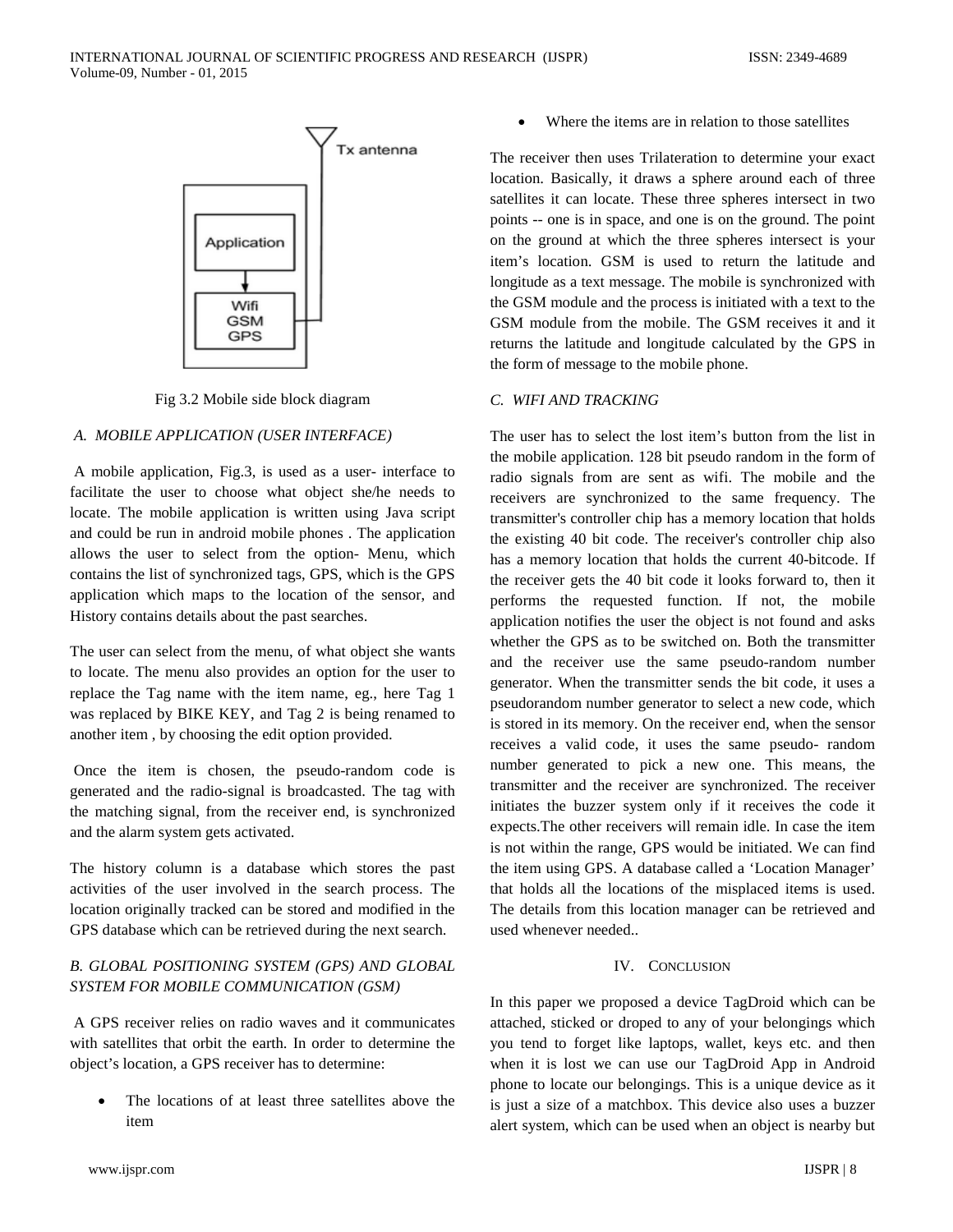Fig 3.2 Mobile side block diagram

### A. MOBILE APPLICATION (USER INTERFACE)

A mobile application, Fig.3, is used as a user- interface to facilitate the user to choose what object she/he needs to locate. The mobile application is written using Java script and could be run in android mobile phones . The application allows the user to select from the option- Menu, which contains the list of synchronized tags, GPS, which is the GPS application which maps to the location of the sensor, and History contains details about the past searches.

The user can select from the menu, of what object she wants to locate. The menu also provides an option for the user to replace the Tag name with the item name, eg., here Tag 1 was replaced by BIKE KEY, and Tag 2 is being renamed to another item , by choosing the edit option provided.

Once the item is chosen, the pseudo-random code is generated and the radio-signal is broadcasted. The tag with the matching signal, from the receiver end, is synchronized and the alarm system gets activated.

The history column is a database which stores the past activities of the user involved in the search process. The location originally tracked can be stored and modified in the GPS database which can be retrieved during the next search.

### B. GLOBAL POSITIONING SYSTEM (GPS) AND GLOBAL SYSTEM FOR MOBILE COMMUNICATION (GSM)

A GPS receiver relies on radio waves and it communicates with satellites that orbit the earth. In order to determine the object's location, a GPS receiver has to determine:

- The locations of at least three satellites above the item
- Where the items are in relation to those satellites

The receiver then uses Trilateration to determine your exact location. Basically, it draws a sphere around each of three satellites it can locate. These three spheres intersect in two points -- one is in space, and one is on the ground. The point on the ground at which the three spheres intersect is your item's location. GSM is used to return the latitude and longitude as a text message. The mobile is synchronized with the GSM module and the process is initiated with a text to the GSM module from the mobile. The GSM receives it and it returns the latitude and longitude calculated by the GPS in the form of message to the mobile phone.

### C. WIFI AND TRACKING

The user has to select the lost item's button from the list in the mobile application. 128 bit pseudo random in the form of radio signals from are sent as wifi. The mobile and the receivers are synchronized to the same frequency. The transmitter's controller chip has a memory location that holds the existing 40 bit code. The receiver's controller chip also has a memory location that holds the current 40-bitcode. If the receiver gets the 40 bit code it looks forward to, then it performs the requested function. If not, the mobile application notifies the user the object is not found and asks whether the GPS as to be switched on. Both the transmitter and the receiver use the same pseudo-random number generator. When the transmitter sends the bit code, it uses a pseudorandom number generator to select a new code, which is stored in its memory. On the receiver end, when the sensor receives a valid code, it uses the same pseudo- random number generated to pick a new one. This means, the transmitter and the receiver are synchronized. The receiver initiates the buzzer system only if it receives the code it expects.The other receivers will remain idle. In case the item is not within the range, GPS would be initiated. We can find the item using GPS. A database called a 'Location Manager' that holds all the locations of the misplaced items is used. The details from this location manager can be retrieved and used whenever needed..

## IV. CONCLUSION

In this paper we proposed a device TagDroid which can be attached, sticked or droped to any of your belongings which you tend to forget like laptops, wallet, keys etc. and then when it is lost we can use our TagDroid App in Android phone to locate our belongings. This is a unique device as it is just a size of a matchbox. This device also uses a buzzer alert system, which can be used when an object is nearby but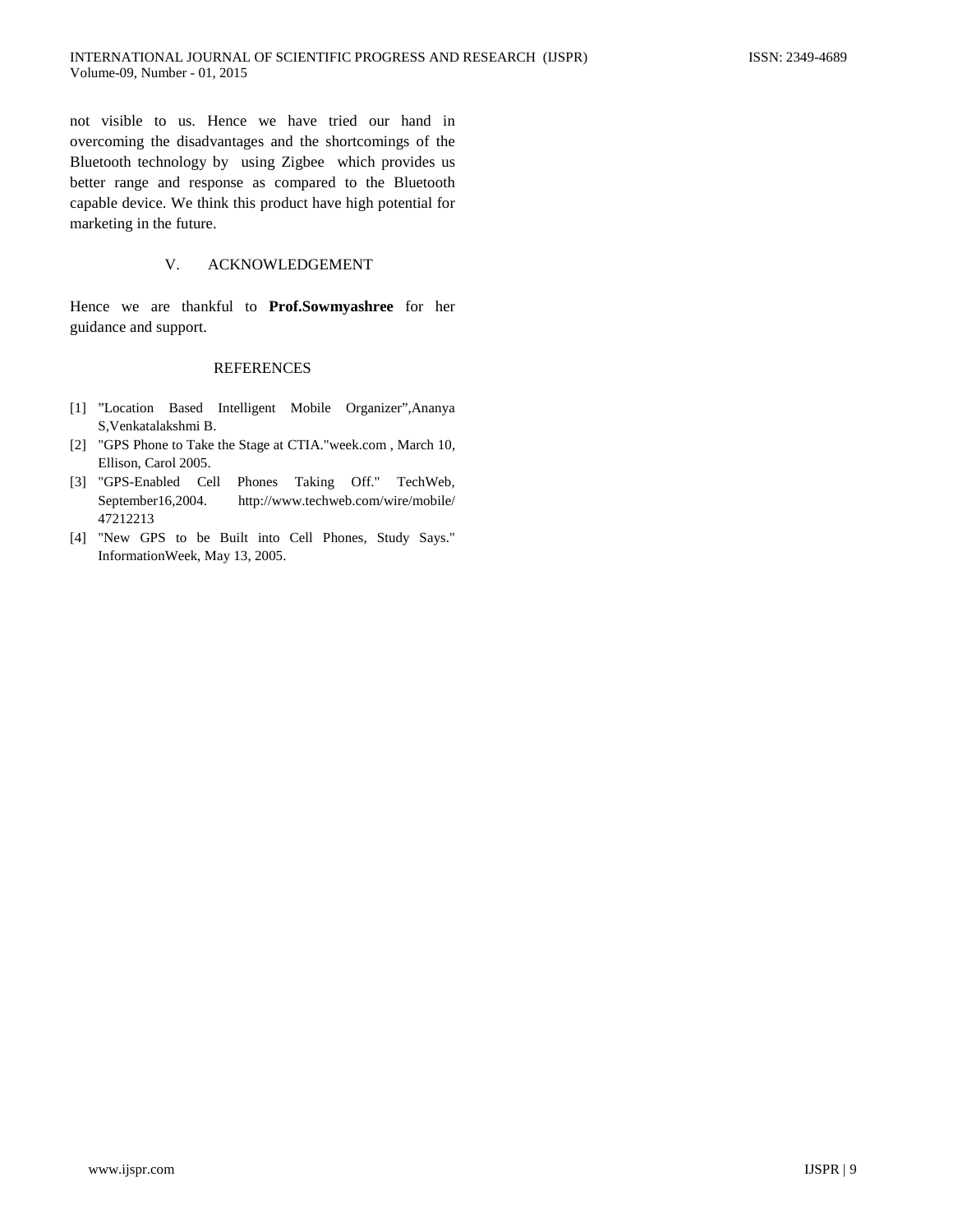not visible to us. Hence we have tried our hand in overcoming the disadvantages and the shortcomings of the Bluetooth technology by using Zigbee which provides us better range and response as compared to the Bluetooth capable device. We think this product have high potential for marketing in the future.

## V. ACKNOWLEDGEMENT

Hence we are thankful to **Prof.Sowmyashree** for her guidance and support.

## REFERENCES

[1] "Location Based Intelligent Mobile Organizer",Ananya S,Venkatalakshmi B.

[2] "GPS Phone to Take the Stage at CTIA."week.com , March 10, Ellison, Carol 2005.

[3] "GPS-Enabled Cell Phones Taking Off." TechWeb, September16,2004. http://www.techweb.com/wire/mobile/47212213

[4] "New GPS to be Built into Cell Phones, Study Says." InformationWeek, May 13, 2005.